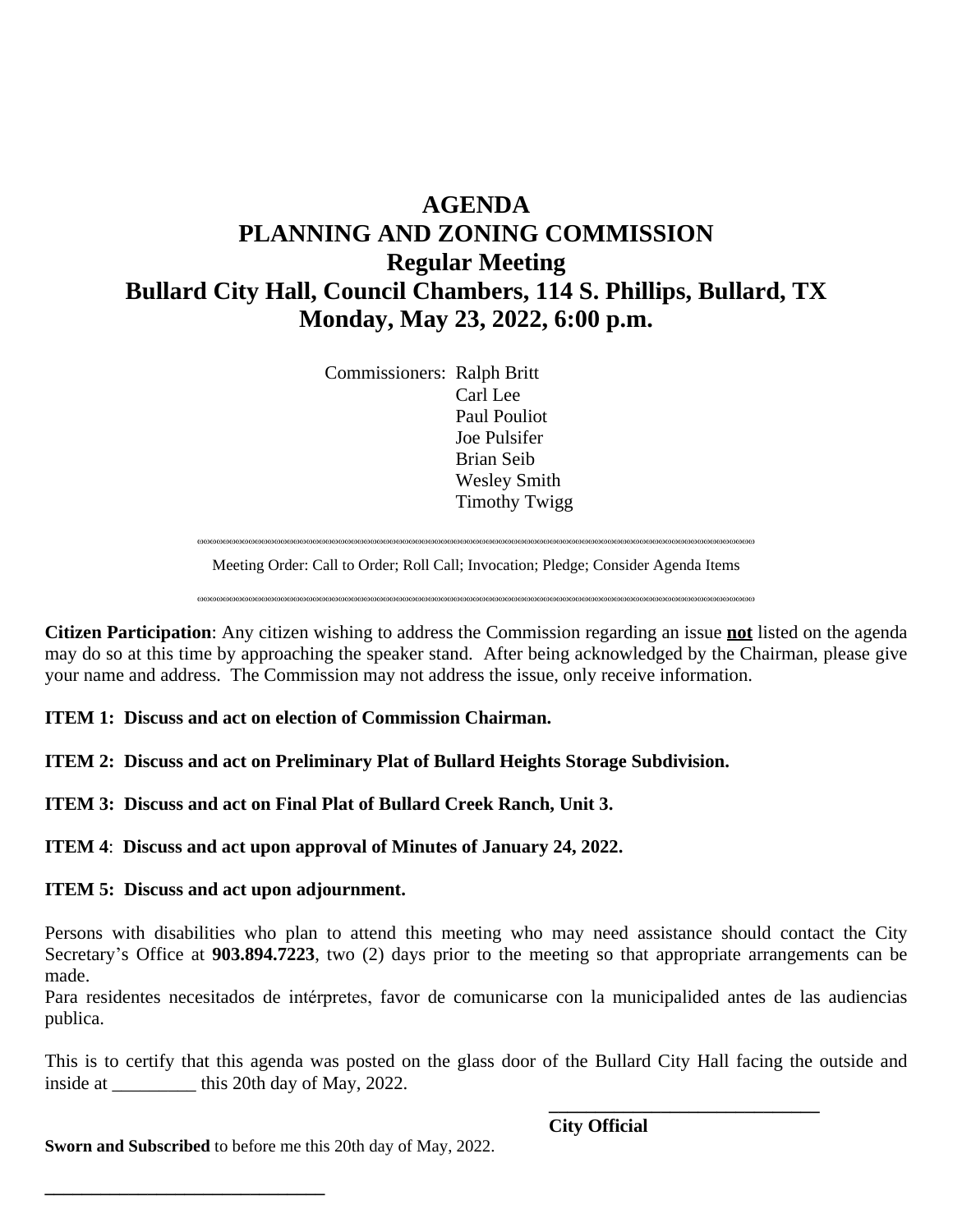# AGENDA
# PLANNING AND ZONING COMMISSION
## Regular Meeting
## Bullard City Hall, Council Chambers, 114 S. Phillips, Bullard, TX
## Monday, May 23, 2022, 6:00 p.m.

Commissioners: Ralph Britt
Carl Lee
Paul Pouliot
Joe Pulsifer
Brian Seib
Wesley Smith
Timothy Twigg

Meeting Order: Call to Order; Roll Call; Invocation; Pledge; Consider Agenda Items

**Citizen Participation**: Any citizen wishing to address the Commission regarding an issue **not** listed on the agenda may do so at this time by approaching the speaker stand. After being acknowledged by the Chairman, please give your name and address. The Commission may not address the issue, only receive information.

**ITEM 1: Discuss and act on election of Commission Chairman.**

**ITEM 2: Discuss and act on Preliminary Plat of Bullard Heights Storage Subdivision.**

**ITEM 3: Discuss and act on Final Plat of Bullard Creek Ranch, Unit 3.**

**ITEM 4**: **Discuss and act upon approval of Minutes of January 24, 2022.**

**ITEM 5: Discuss and act upon adjournment.**

Persons with disabilities who plan to attend this meeting who may need assistance should contact the City Secretary's Office at **903.894.7223**, two (2) days prior to the meeting so that appropriate arrangements can be made.
Para residentes necesitados de intérpretes, favor de comunicarse con la municipalided antes de las audiencias publica.

This is to certify that this agenda was posted on the glass door of the Bullard City Hall facing the outside and inside at _________ this 20th day of May, 2022.

______________________________
**City Official**

**Sworn and Subscribed** to before me this 20th day of May, 2022.

______________________________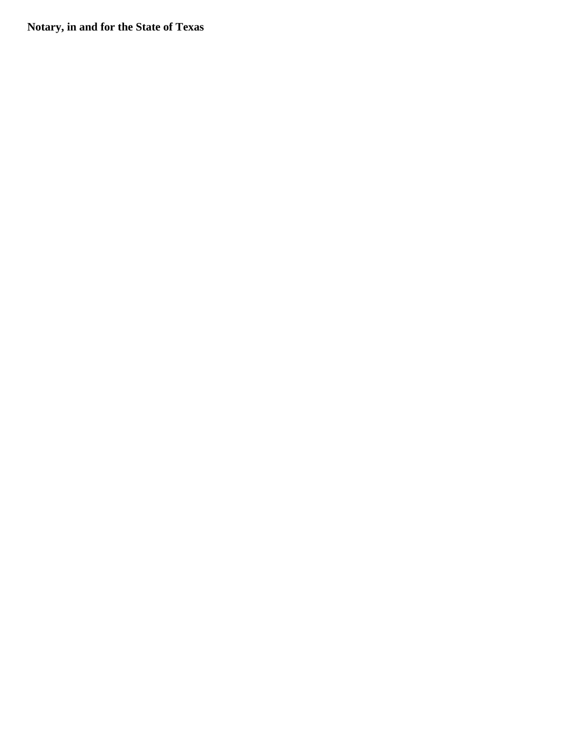**Notary, in and for the State of Texas**